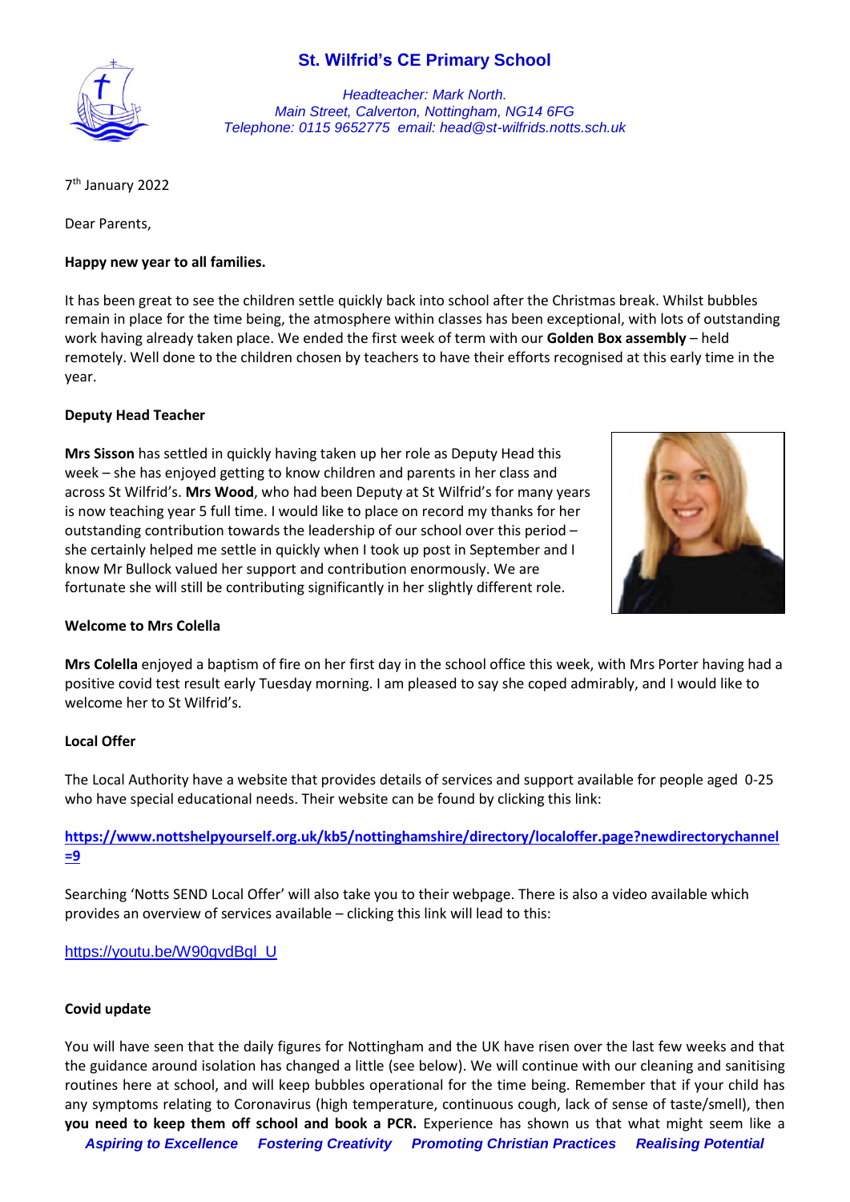# St. Wilfrid's CE Primary School

*Headteacher: Mark North.*
*Main Street, Calverton, Nottingham, NG14 6FG*
*Telephone: 0115 9652775 email: head@st-wilfrids.notts.sch.uk*

7th January 2022

Dear Parents,

**Happy new year to all families.**

It has been great to see the children settle quickly back into school after the Christmas break. Whilst bubbles remain in place for the time being, the atmosphere within classes has been exceptional, with lots of outstanding work having already taken place. We ended the first week of term with our **Golden Box assembly** – held remotely. Well done to the children chosen by teachers to have their efforts recognised at this early time in the year.

**Deputy Head Teacher**

**Mrs Sisson** has settled in quickly having taken up her role as Deputy Head this week – she has enjoyed getting to know children and parents in her class and across St Wilfrid's. **Mrs Wood**, who had been Deputy at St Wilfrid's for many years is now teaching year 5 full time. I would like to place on record my thanks for her outstanding contribution towards the leadership of our school over this period – she certainly helped me settle in quickly when I took up post in September and I know Mr Bullock valued her support and contribution enormously. We are fortunate she will still be contributing significantly in her slightly different role.

**Welcome to Mrs Colella**

**Mrs Colella** enjoyed a baptism of fire on her first day in the school office this week, with Mrs Porter having had a positive covid test result early Tuesday morning. I am pleased to say she coped admirably, and I would like to welcome her to St Wilfrid's.

**Local Offer**

The Local Authority have a website that provides details of services and support available for people aged 0-25 who have special educational needs. Their website can be found by clicking this link:

**https://www.nottshelpyourself.org.uk/kb5/nottinghamshire/directory/localoffer.page?newdirectorychannel=9**

Searching 'Notts SEND Local Offer' will also take you to their webpage. There is also a video available which provides an overview of services available – clicking this link will lead to this:

https://youtu.be/W90gvdBgl_U

**Covid update**

You will have seen that the daily figures for Nottingham and the UK have risen over the last few weeks and that the guidance around isolation has changed a little (see below). We will continue with our cleaning and sanitising routines here at school, and will keep bubbles operational for the time being. Remember that if your child has any symptoms relating to Coronavirus (high temperature, continuous cough, lack of sense of taste/smell), then **you need to keep them off school and book a PCR.** Experience has shown us that what might seem like a

***Aspiring to Excellence Fostering Creativity Promoting Christian Practices Realising Potential***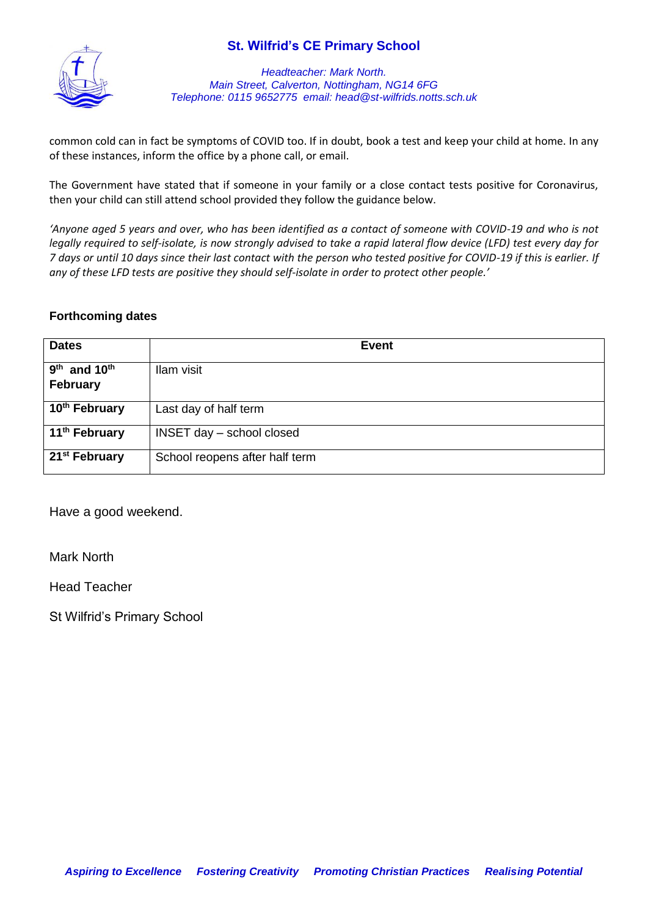common cold can in fact be symptoms of COVID too. If in doubt, book a test and keep your child at home. In any of these instances, inform the office by a phone call, or email.

The Government have stated that if someone in your family or a close contact tests positive for Coronavirus, then your child can still attend school provided they follow the guidance below.

*'Anyone aged 5 years and over, who has been identified as a contact of someone with COVID-19 and who is not legally required to self-isolate, is now strongly advised to take a rapid lateral flow device (LFD) test every day for 7 days or until 10 days since their last contact with the person who tested positive for COVID-19 if this is earlier. If any of these LFD tests are positive they should self-isolate in order to protect other people.'*

**Forthcoming dates**

| Dates | Event |
|---|---|
| **9th and 10th February** | Ilam visit |
| **10th February** | Last day of half term |
| **11th February** | INSET day – school closed |
| **21st February** | School reopens after half term |

Have a good weekend.

Mark North

Head Teacher

St Wilfrid's Primary School